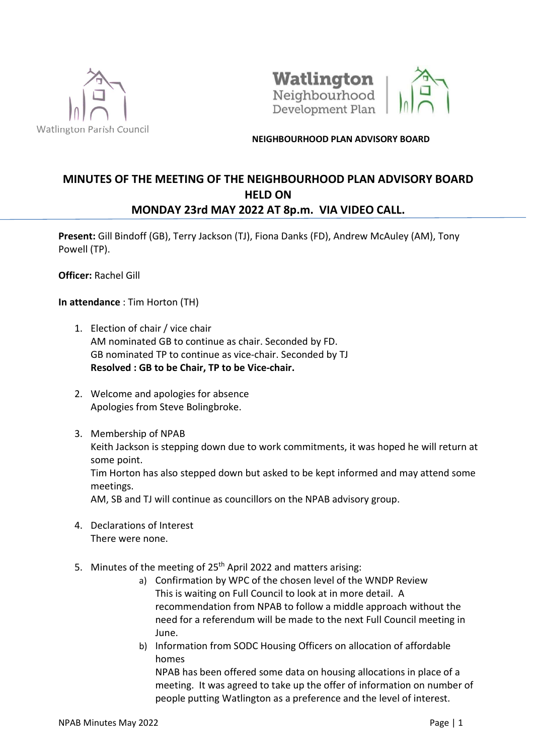Watlington Parish Council

Watlington Neighbourhood Development Plan

**NEIGHBOURHOOD PLAN ADVISORY BOARD**

# MINUTES OF THE MEETING OF THE NEIGHBOURHOOD PLAN ADVISORY BOARD HELD ON MONDAY 23rd MAY 2022 AT 8p.m. VIA VIDEO CALL.

**Present:** Gill Bindoff (GB), Terry Jackson (TJ), Fiona Danks (FD), Andrew McAuley (AM), Tony Powell (TP).

**Officer:** Rachel Gill

**In attendance** : Tim Horton (TH)

1. Election of chair / vice chair
   AM nominated GB to continue as chair. Seconded by FD.
   GB nominated TP to continue as vice-chair. Seconded by TJ
   **Resolved : GB to be Chair, TP to be Vice-chair.**

2. Welcome and apologies for absence
   Apologies from Steve Bolingbroke.

3. Membership of NPAB
   Keith Jackson is stepping down due to work commitments, it was hoped he will return at some point.
   Tim Horton has also stepped down but asked to be kept informed and may attend some meetings.
   AM, SB and TJ will continue as councillors on the NPAB advisory group.

4. Declarations of Interest
   There were none.

5. Minutes of the meeting of 25th April 2022 and matters arising:
   a) Confirmation by WPC of the chosen level of the WNDP Review
      This is waiting on Full Council to look at in more detail. A recommendation from NPAB to follow a middle approach without the need for a referendum will be made to the next Full Council meeting in June.
   b) Information from SODC Housing Officers on allocation of affordable homes
      NPAB has been offered some data on housing allocations in place of a meeting. It was agreed to take up the offer of information on number of people putting Watlington as a preference and the level of interest.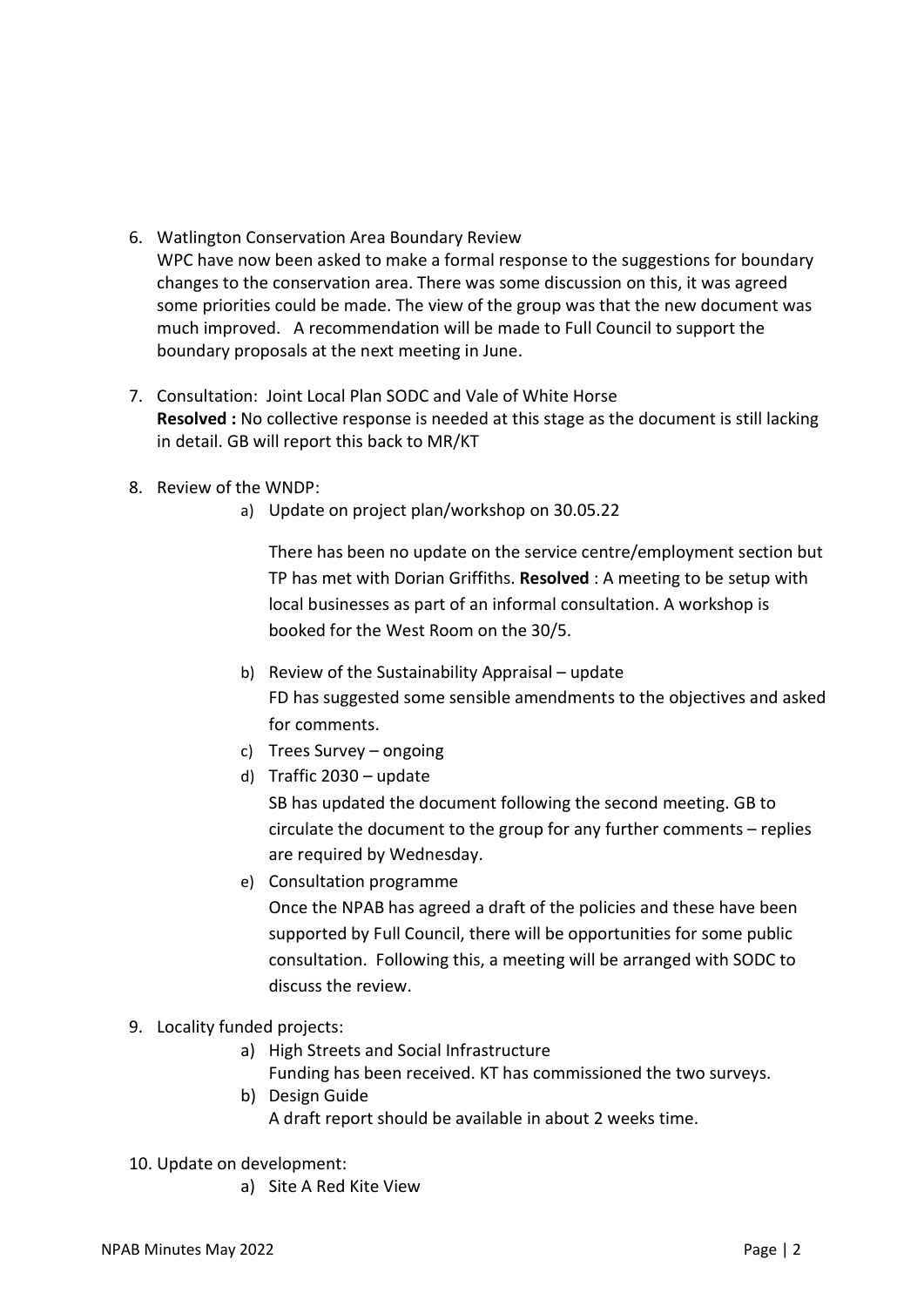6. Watlington Conservation Area Boundary Review
   WPC have now been asked to make a formal response to the suggestions for boundary changes to the conservation area. There was some discussion on this, it was agreed some priorities could be made. The view of the group was that the new document was much improved. A recommendation will be made to Full Council to support the boundary proposals at the next meeting in June.

7. Consultation: Joint Local Plan SODC and Vale of White Horse
   **Resolved :** No collective response is needed at this stage as the document is still lacking in detail. GB will report this back to MR/KT

8. Review of the WNDP:
   a) Update on project plan/workshop on 30.05.22

      There has been no update on the service centre/employment section but TP has met with Dorian Griffiths. **Resolved** : A meeting to be setup with local businesses as part of an informal consultation. A workshop is booked for the West Room on the 30/5.

   b) Review of the Sustainability Appraisal – update
      FD has suggested some sensible amendments to the objectives and asked for comments.
   c) Trees Survey – ongoing
   d) Traffic 2030 – update
      SB has updated the document following the second meeting. GB to circulate the document to the group for any further comments – replies are required by Wednesday.
   e) Consultation programme
      Once the NPAB has agreed a draft of the policies and these have been supported by Full Council, there will be opportunities for some public consultation. Following this, a meeting will be arranged with SODC to discuss the review.

9. Locality funded projects:
   a) High Streets and Social Infrastructure
      Funding has been received. KT has commissioned the two surveys.
   b) Design Guide
      A draft report should be available in about 2 weeks time.

10. Update on development:
    a) Site A Red Kite View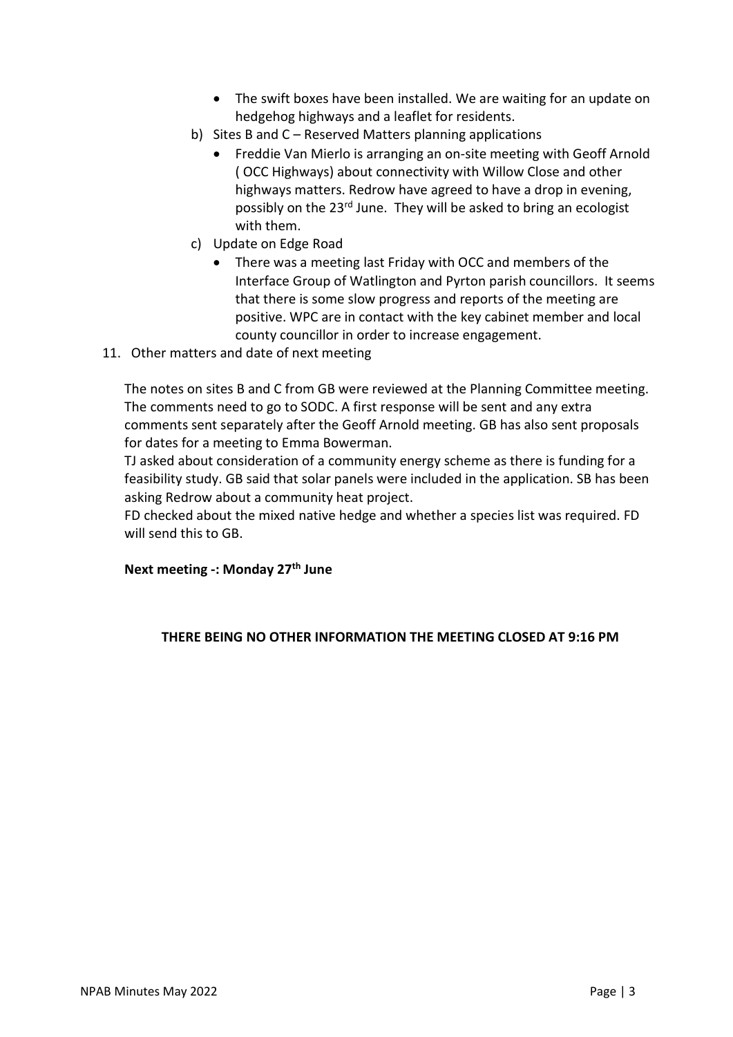- The swift boxes have been installed. We are waiting for an update on hedgehog highways and a leaflet for residents.

b) Sites B and C – Reserved Matters planning applications

- Freddie Van Mierlo is arranging an on-site meeting with Geoff Arnold ( OCC Highways) about connectivity with Willow Close and other highways matters. Redrow have agreed to have a drop in evening, possibly on the 23rd June. They will be asked to bring an ecologist with them.

c) Update on Edge Road

- There was a meeting last Friday with OCC and members of the Interface Group of Watlington and Pyrton parish councillors. It seems that there is some slow progress and reports of the meeting are positive. WPC are in contact with the key cabinet member and local county councillor in order to increase engagement.

11. Other matters and date of next meeting

The notes on sites B and C from GB were reviewed at the Planning Committee meeting. The comments need to go to SODC. A first response will be sent and any extra comments sent separately after the Geoff Arnold meeting. GB has also sent proposals for dates for a meeting to Emma Bowerman.

TJ asked about consideration of a community energy scheme as there is funding for a feasibility study. GB said that solar panels were included in the application. SB has been asking Redrow about a community heat project.

FD checked about the mixed native hedge and whether a species list was required. FD will send this to GB.

**Next meeting -: Monday 27th June**

**THERE BEING NO OTHER INFORMATION THE MEETING CLOSED AT 9:16 PM**